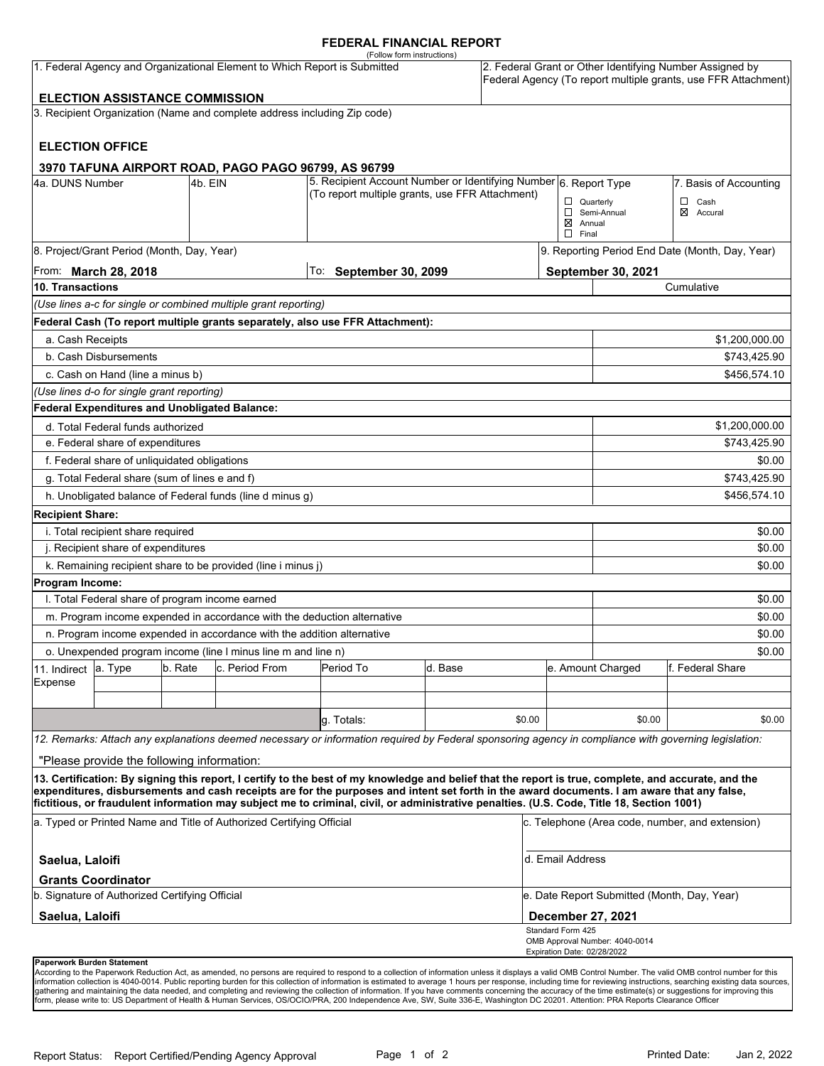# FEDERAL FINANCIAL REPORT

(Follow form instructions)

| 1. Federal Agency and Organizational Element to Which Report is Submitted | 2. Federal Grant or Other Identifying Number Assigned by Federal Agency (To report multiple grants, use FFR Attachment) |
|---|---|
| **ELECTION ASSISTANCE COMMISSION** | |

3. Recipient Organization (Name and complete address including Zip code)

**ELECTION OFFICE**

**3970 TAFUNA AIRPORT ROAD, PAGO PAGO 96799, AS 96799**

| 4a. DUNS Number | 4b. EIN | 5. Recipient Account Number or Identifying Number (To report multiple grants, use FFR Attachment) | 6. Report Type | 7. Basis of Accounting |
|---|---|---|---|---|
| | | | ☐ Quarterly<br>☐ Semi-Annual<br>☒ Annual<br>☐ Final | ☐ Cash<br>☒ Accural |

| 8. Project/Grant Period (Month, Day, Year) | | 9. Reporting Period End Date (Month, Day, Year) |
|---|---|---|
| From: **March 28, 2018** | To: **September 30, 2099** | **September 30, 2021** |

| 10. Transactions | Cumulative |
|---|---|
| *(Use lines a-c for single or combined multiple grant reporting)* | |
| **Federal Cash (To report multiple grants separately, also use FFR Attachment):** | |
| a. Cash Receipts | $1,200,000.00 |
| b. Cash Disbursements | $743,425.90 |
| c. Cash on Hand (line a minus b) | $456,574.10 |
| *(Use lines d-o for single grant reporting)* | |
| **Federal Expenditures and Unobligated Balance:** | |
| d. Total Federal funds authorized | $1,200,000.00 |
| e. Federal share of expenditures | $743,425.90 |
| f. Federal share of unliquidated obligations | $0.00 |
| g. Total Federal share (sum of lines e and f) | $743,425.90 |
| h. Unobligated balance of Federal funds (line d minus g) | $456,574.10 |
| **Recipient Share:** | |
| i. Total recipient share required | $0.00 |
| j. Recipient share of expenditures | $0.00 |
| k. Remaining recipient share to be provided (line i minus j) | $0.00 |
| **Program Income:** | |
| l. Total Federal share of program income earned | $0.00 |
| m. Program income expended in accordance with the deduction alternative | $0.00 |
| n. Program income expended in accordance with the addition alternative | $0.00 |
| o. Unexpended program income (line l minus line m and line n) | $0.00 |

| 11. Indirect Expense | a. Type | b. Rate | c. Period From | Period To | d. Base | e. Amount Charged | f. Federal Share |
|---|---|---|---|---|---|---|---|
| | | | | | | | |
| | | | | | | | |
| | | | | g. Totals: | $0.00 | $0.00 | $0.00 |

*12. Remarks: Attach any explanations deemed necessary or information required by Federal sponsoring agency in compliance with governing legislation:*

"Please provide the following information:

**13. Certification: By signing this report, I certify to the best of my knowledge and belief that the report is true, complete, and accurate, and the expenditures, disbursements and cash receipts are for the purposes and intent set forth in the award documents. I am aware that any false, fictitious, or fraudulent information may subject me to criminal, civil, or administrative penalties. (U.S. Code, Title 18, Section 1001)**

| a. Typed or Printed Name and Title of Authorized Certifying Official | c. Telephone (Area code, number, and extension) |
|---|---|
| **Saelua, Laloifi**<br>**Grants Coordinator** | d. Email Address |
| b. Signature of Authorized Certifying Official | e. Date Report Submitted (Month, Day, Year) |
| **Saelua, Laloifi** | **December 27, 2021** |

Standard Form 425
OMB Approval Number: 4040-0014
Expiration Date: 02/28/2022

**Paperwork Burden Statement**
According to the Paperwork Reduction Act, as amended, no persons are required to respond to a collection of information unless it displays a valid OMB Control Number. The valid OMB control number for this information collection is 4040-0014. Public reporting burden for this collection of information is estimated to average 1 hours per response, including time for reviewing instructions, searching existing data sources, gathering and maintaining the data needed, and completing and reviewing the collection of information. If you have comments concerning the accuracy of the time estimate(s) or suggestions for improving this form, please write to: US Department of Health & Human Services, OS/OCIO/PRA, 200 Independence Ave, SW, Suite 336-E, Washington DC 20201. Attention: PRA Reports Clearance Officer

Report Status: Report Certified/Pending Agency Approval

Printed Date: Jan 2, 2022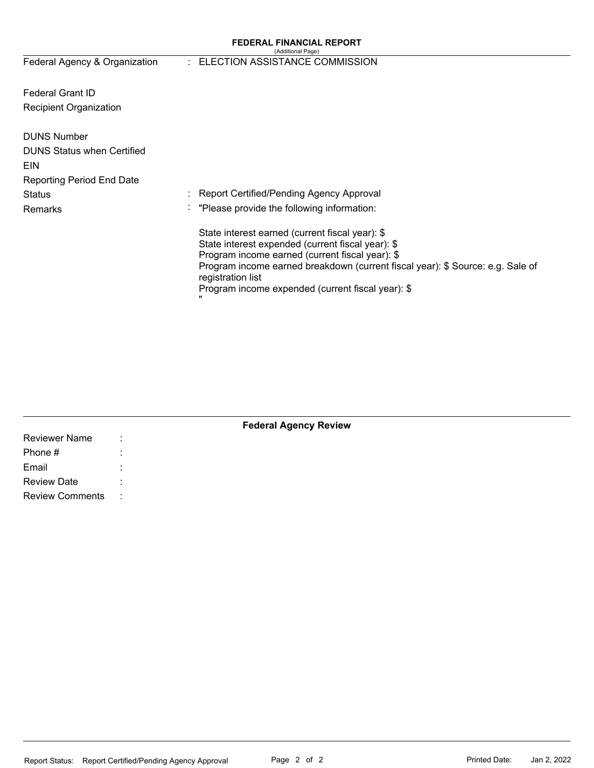**FEDERAL FINANCIAL REPORT**
(Additional Page)

| | | |
|---|---|---|
| Federal Agency & Organization | : | ELECTION ASSISTANCE COMMISSION |
| Federal Grant ID | | |
| Recipient Organization | | |
| DUNS Number | | |
| DUNS Status when Certified | | |
| EIN | | |
| Reporting Period End Date | | |
| Status | : | Report Certified/Pending Agency Approval |
| Remarks | : | "Please provide the following information: |

State interest earned (current fiscal year): $
State interest expended (current fiscal year): $
Program income earned (current fiscal year): $
Program income earned breakdown (current fiscal year): $ Source: e.g. Sale of registration list
Program income expended (current fiscal year): $
"

**Federal Agency Review**

| | | |
|---|---|---|
| Reviewer Name | : | |
| Phone # | : | |
| Email | : | |
| Review Date | : | |
| Review Comments | : | |

Report Status: Report Certified/Pending Agency Approval

Printed Date: Jan 2, 2022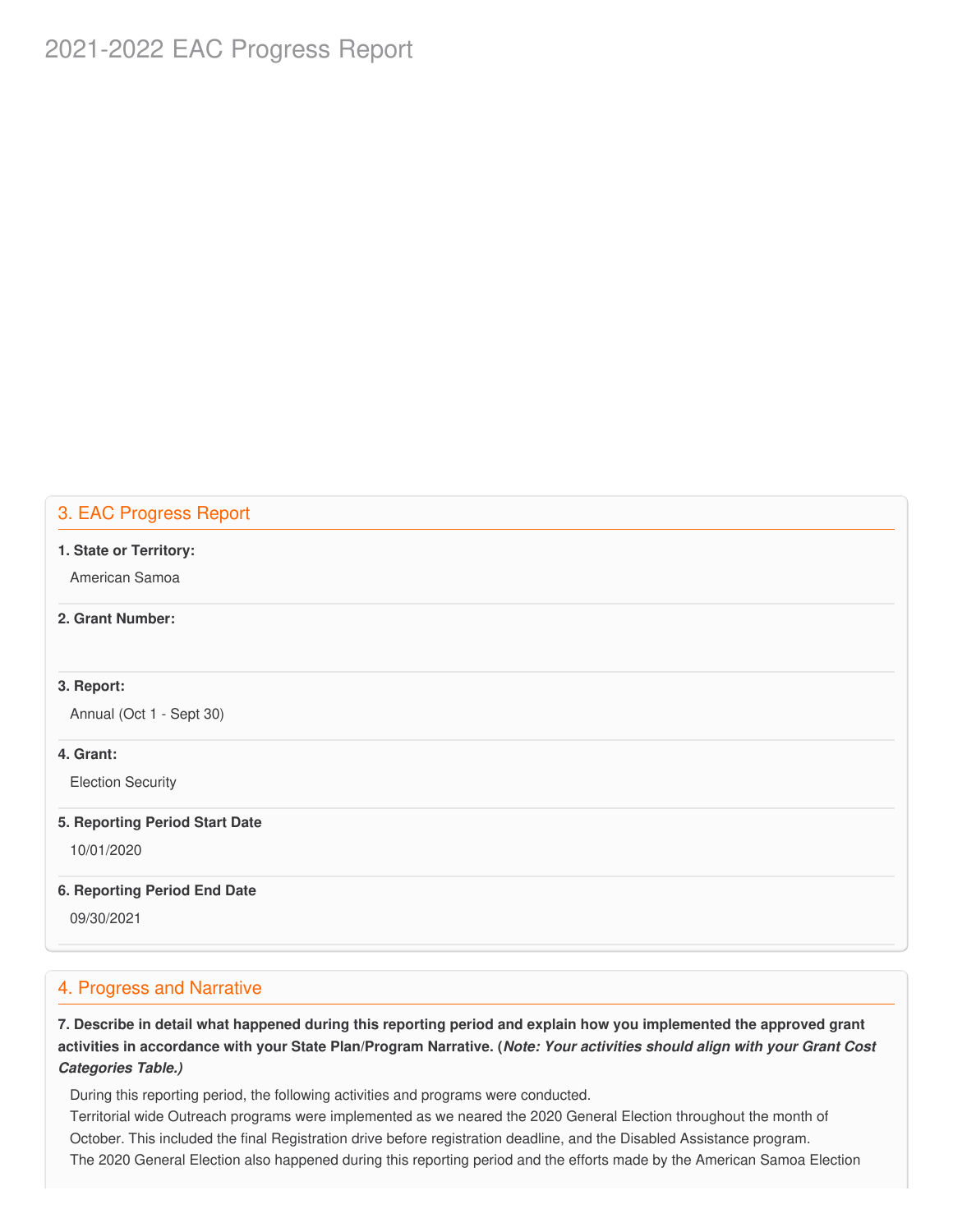# 2021-2022 EAC Progress Report

## 3. EAC Progress Report

**1. State or Territory:**

American Samoa

**2. Grant Number:**

**3. Report:**

Annual (Oct 1 - Sept 30)

**4. Grant:**

Election Security

**5. Reporting Period Start Date**

10/01/2020

**6. Reporting Period End Date**

09/30/2021

## 4. Progress and Narrative

**7. Describe in detail what happened during this reporting period and explain how you implemented the approved grant activities in accordance with your State Plan/Program Narrative. (*Note: Your activities should align with your Grant Cost Categories Table.)***

During this reporting period, the following activities and programs were conducted.
Territorial wide Outreach programs were implemented as we neared the 2020 General Election throughout the month of October. This included the final Registration drive before registration deadline, and the Disabled Assistance program.
The 2020 General Election also happened during this reporting period and the efforts made by the American Samoa Election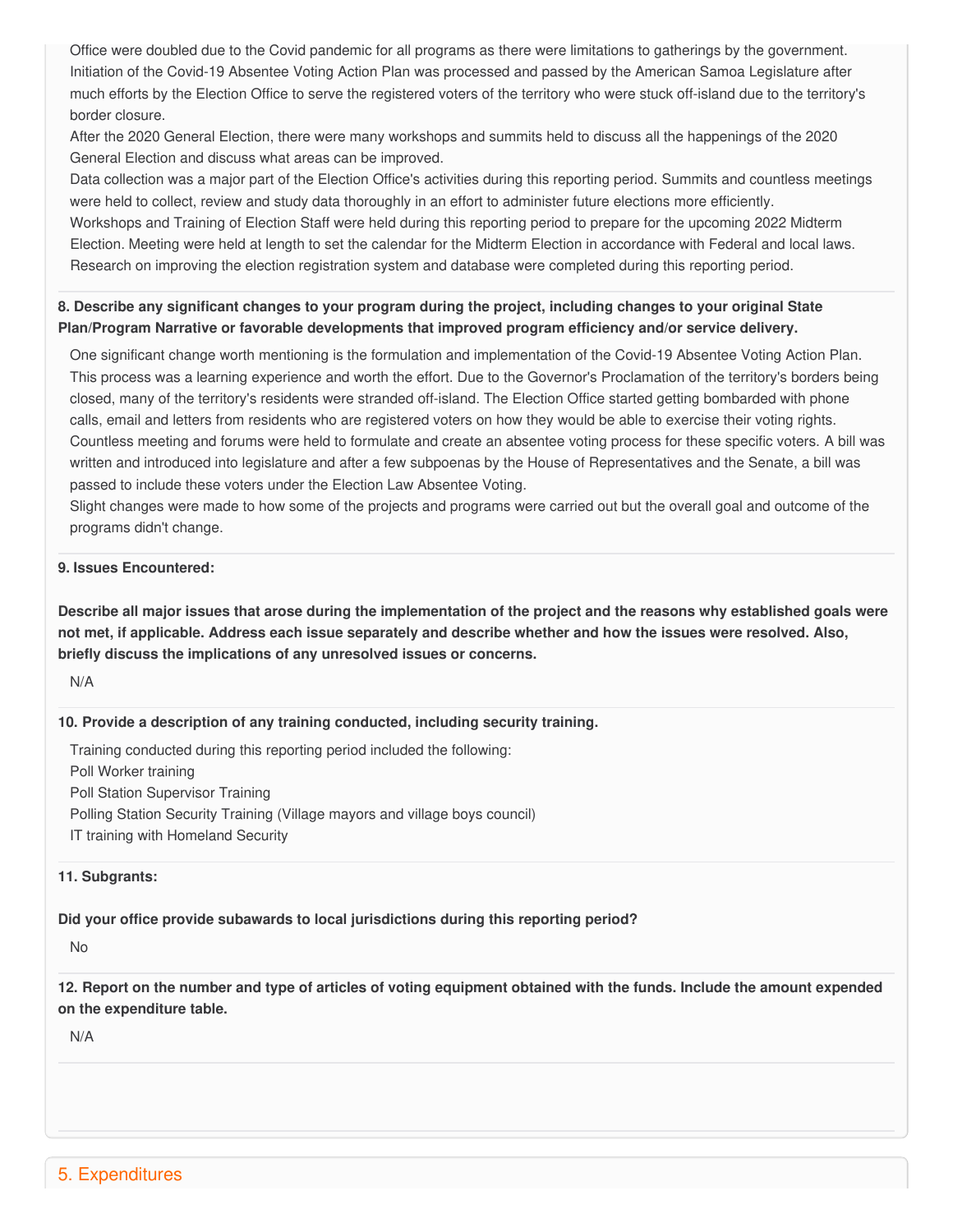Office were doubled due to the Covid pandemic for all programs as there were limitations to gatherings by the government.
Initiation of the Covid-19 Absentee Voting Action Plan was processed and passed by the American Samoa Legislature after much efforts by the Election Office to serve the registered voters of the territory who were stuck off-island due to the territory's border closure.
After the 2020 General Election, there were many workshops and summits held to discuss all the happenings of the 2020 General Election and discuss what areas can be improved.
Data collection was a major part of the Election Office's activities during this reporting period. Summits and countless meetings were held to collect, review and study data thoroughly in an effort to administer future elections more efficiently.
Workshops and Training of Election Staff were held during this reporting period to prepare for the upcoming 2022 Midterm Election. Meeting were held at length to set the calendar for the Midterm Election in accordance with Federal and local laws.
Research on improving the election registration system and database were completed during this reporting period.

**8. Describe any significant changes to your program during the project, including changes to your original State Plan/Program Narrative or favorable developments that improved program efficiency and/or service delivery.**

One significant change worth mentioning is the formulation and implementation of the Covid-19 Absentee Voting Action Plan. This process was a learning experience and worth the effort. Due to the Governor's Proclamation of the territory's borders being closed, many of the territory's residents were stranded off-island. The Election Office started getting bombarded with phone calls, email and letters from residents who are registered voters on how they would be able to exercise their voting rights. Countless meeting and forums were held to formulate and create an absentee voting process for these specific voters. A bill was written and introduced into legislature and after a few subpoenas by the House of Representatives and the Senate, a bill was passed to include these voters under the Election Law Absentee Voting.
Slight changes were made to how some of the projects and programs were carried out but the overall goal and outcome of the programs didn't change.

**9. Issues Encountered:**

**Describe all major issues that arose during the implementation of the project and the reasons why established goals were not met, if applicable. Address each issue separately and describe whether and how the issues were resolved. Also, briefly discuss the implications of any unresolved issues or concerns.**

N/A

**10. Provide a description of any training conducted, including security training.**

Training conducted during this reporting period included the following:
Poll Worker training
Poll Station Supervisor Training
Polling Station Security Training (Village mayors and village boys council)
IT training with Homeland Security

**11. Subgrants:**

**Did your office provide subawards to local jurisdictions during this reporting period?**

No

**12. Report on the number and type of articles of voting equipment obtained with the funds. Include the amount expended on the expenditure table.**

N/A

## 5. Expenditures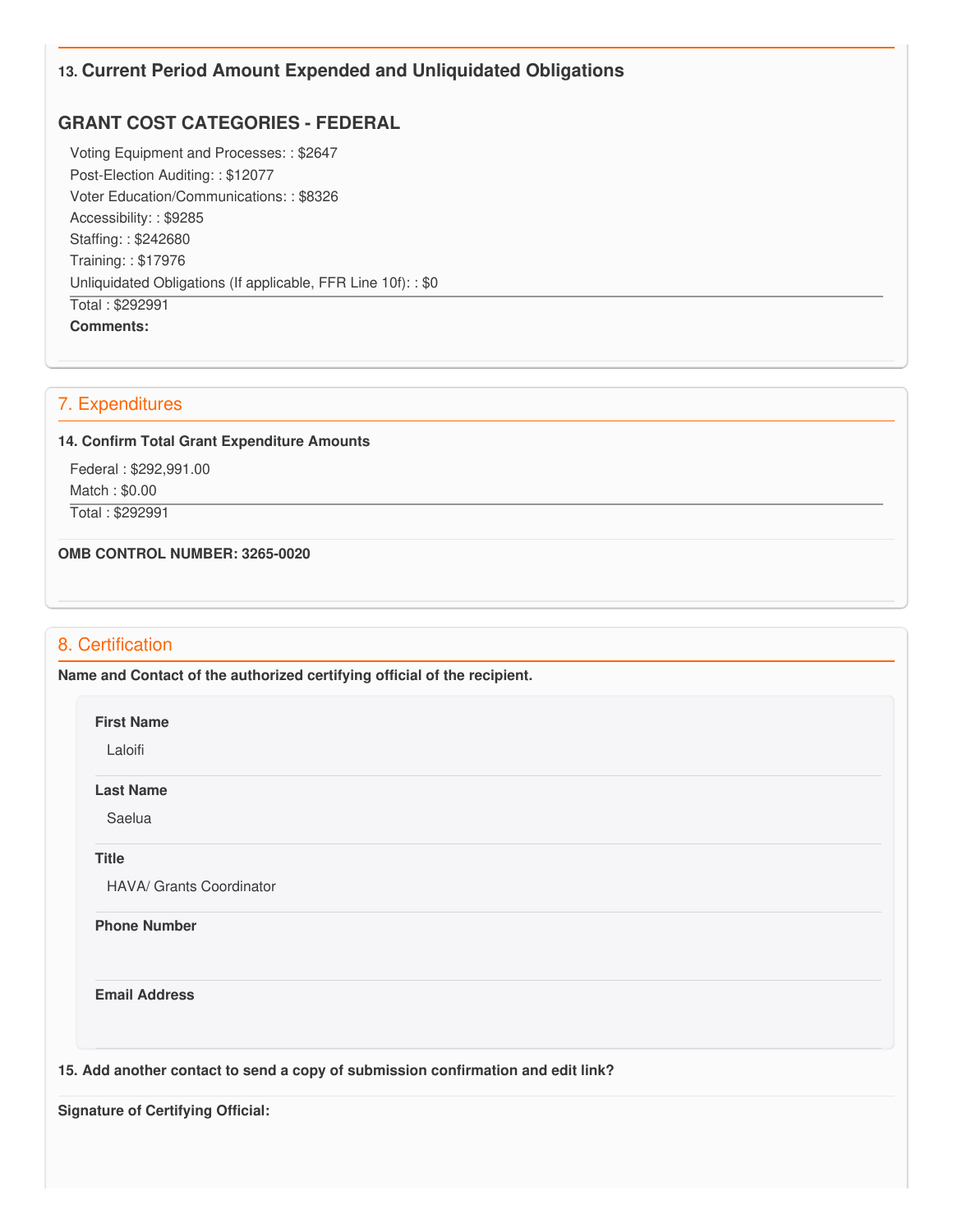### 13. Current Period Amount Expended and Unliquidated Obligations

## GRANT COST CATEGORIES - FEDERAL

Voting Equipment and Processes: : $2647
Post-Election Auditing: : $12077
Voter Education/Communications: : $8326
Accessibility: : $9285
Staffing: : $242680
Training: : $17976
Unliquidated Obligations (If applicable, FFR Line 10f): : $0

Total : $292991

**Comments:**

## 7. Expenditures

**14. Confirm Total Grant Expenditure Amounts**

Federal : $292,991.00
Match : $0.00

Total : $292991

**OMB CONTROL NUMBER: 3265-0020**

## 8. Certification

**Name and Contact of the authorized certifying official of the recipient.**

**First Name**

Laloifi

**Last Name**

Saelua

**Title**

HAVA/ Grants Coordinator

**Phone Number**

**Email Address**

**15. Add another contact to send a copy of submission confirmation and edit link?**

**Signature of Certifying Official:**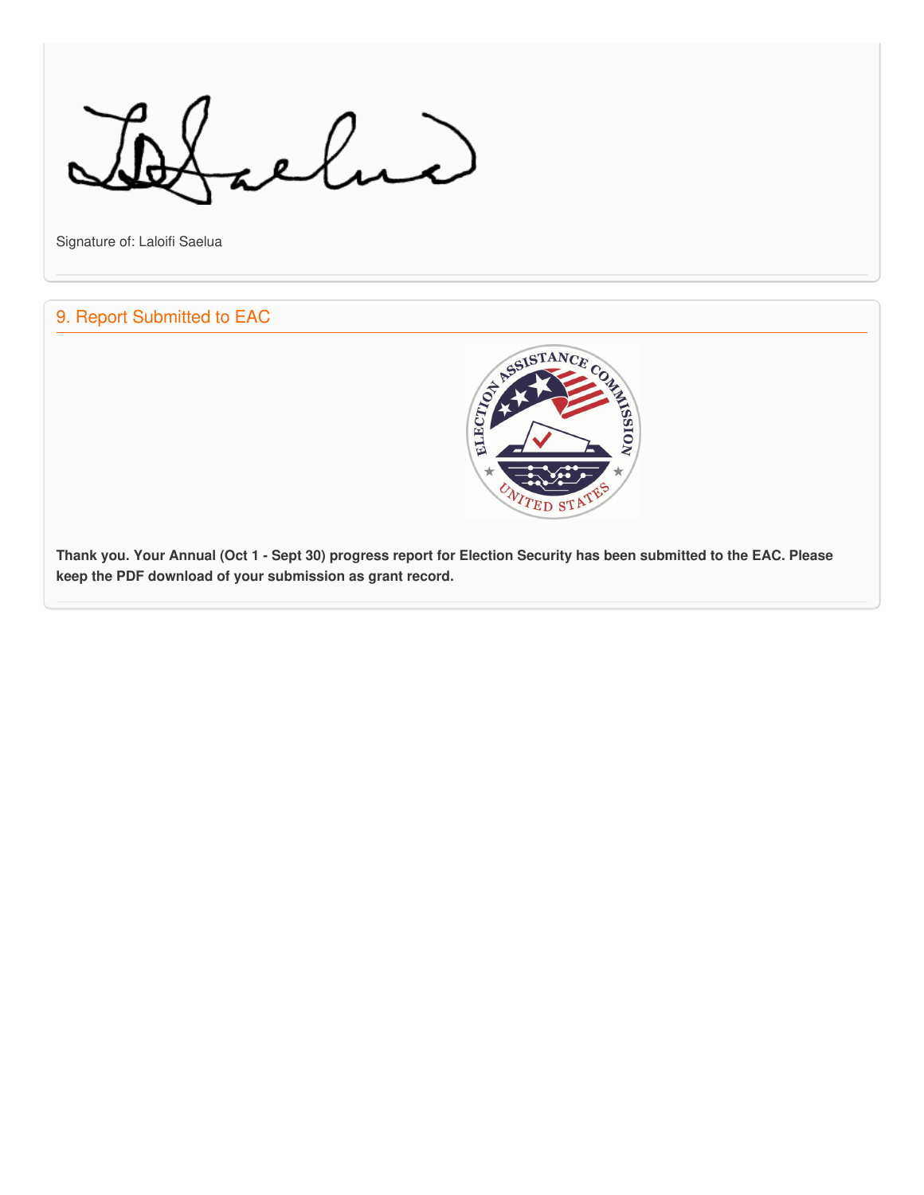Signature of: Laloifi Saelua

## 9. Report Submitted to EAC

**Thank you. Your Annual (Oct 1 - Sept 30) progress report for Election Security has been submitted to the EAC. Please keep the PDF download of your submission as grant record.**